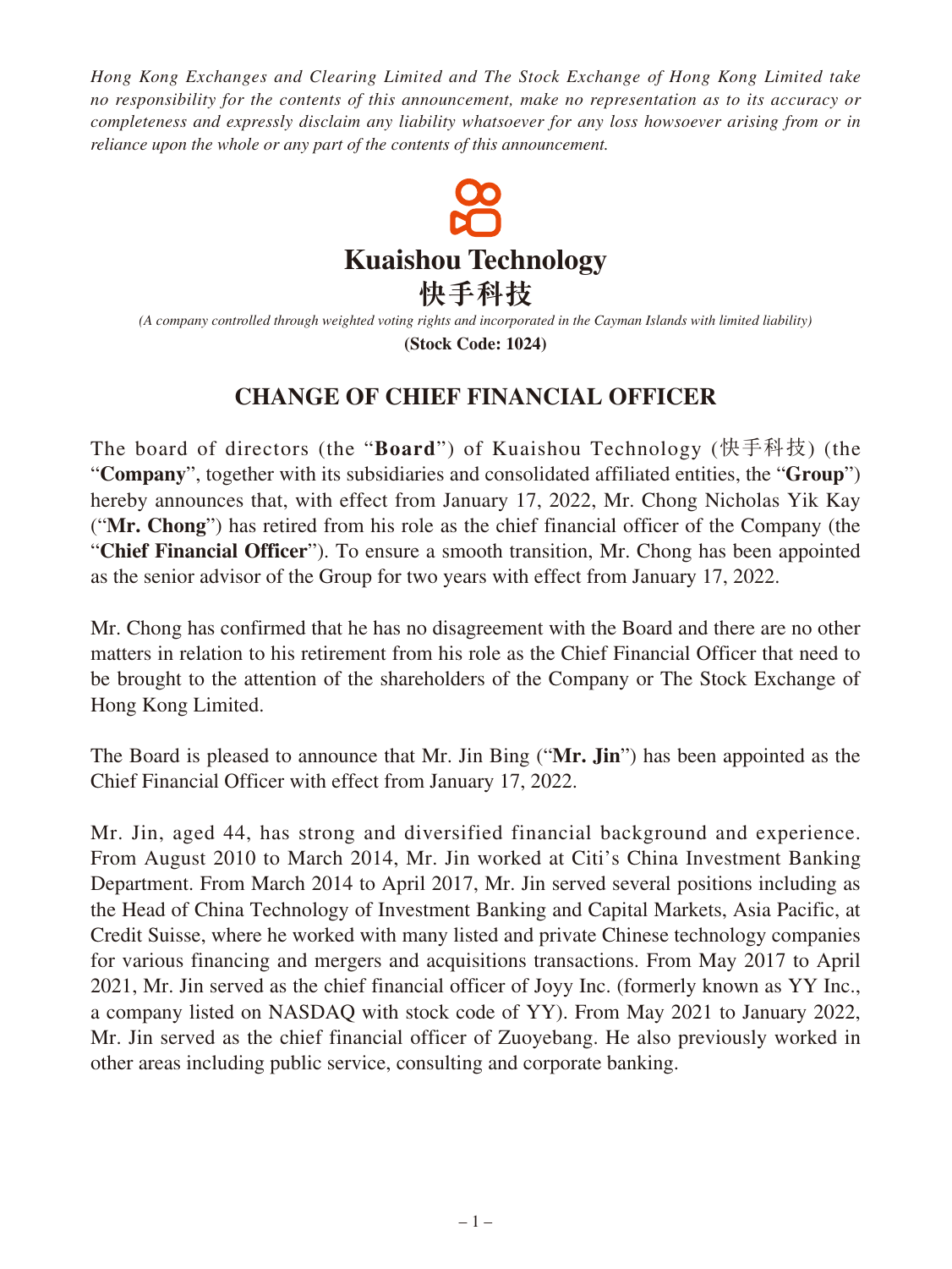*Hong Kong Exchanges and Clearing Limited and The Stock Exchange of Hong Kong Limited take no responsibility for the contents of this announcement, make no representation as to its accuracy or completeness and expressly disclaim any liability whatsoever for any loss howsoever arising from or in reliance upon the whole or any part of the contents of this announcement.*

# Kuaishou Technology
# 快手科技

*(A company controlled through weighted voting rights and incorporated in the Cayman Islands with limited liability)*

**(Stock Code: 1024)**

## CHANGE OF CHIEF FINANCIAL OFFICER

The board of directors (the "**Board**") of Kuaishou Technology (快手科技) (the "**Company**", together with its subsidiaries and consolidated affiliated entities, the "**Group**") hereby announces that, with effect from January 17, 2022, Mr. Chong Nicholas Yik Kay ("**Mr. Chong**") has retired from his role as the chief financial officer of the Company (the "**Chief Financial Officer**"). To ensure a smooth transition, Mr. Chong has been appointed as the senior advisor of the Group for two years with effect from January 17, 2022.

Mr. Chong has confirmed that he has no disagreement with the Board and there are no other matters in relation to his retirement from his role as the Chief Financial Officer that need to be brought to the attention of the shareholders of the Company or The Stock Exchange of Hong Kong Limited.

The Board is pleased to announce that Mr. Jin Bing ("**Mr. Jin**") has been appointed as the Chief Financial Officer with effect from January 17, 2022.

Mr. Jin, aged 44, has strong and diversified financial background and experience. From August 2010 to March 2014, Mr. Jin worked at Citi's China Investment Banking Department. From March 2014 to April 2017, Mr. Jin served several positions including as the Head of China Technology of Investment Banking and Capital Markets, Asia Pacific, at Credit Suisse, where he worked with many listed and private Chinese technology companies for various financing and mergers and acquisitions transactions. From May 2017 to April 2021, Mr. Jin served as the chief financial officer of Joyy Inc. (formerly known as YY Inc., a company listed on NASDAQ with stock code of YY). From May 2021 to January 2022, Mr. Jin served as the chief financial officer of Zuoyebang. He also previously worked in other areas including public service, consulting and corporate banking.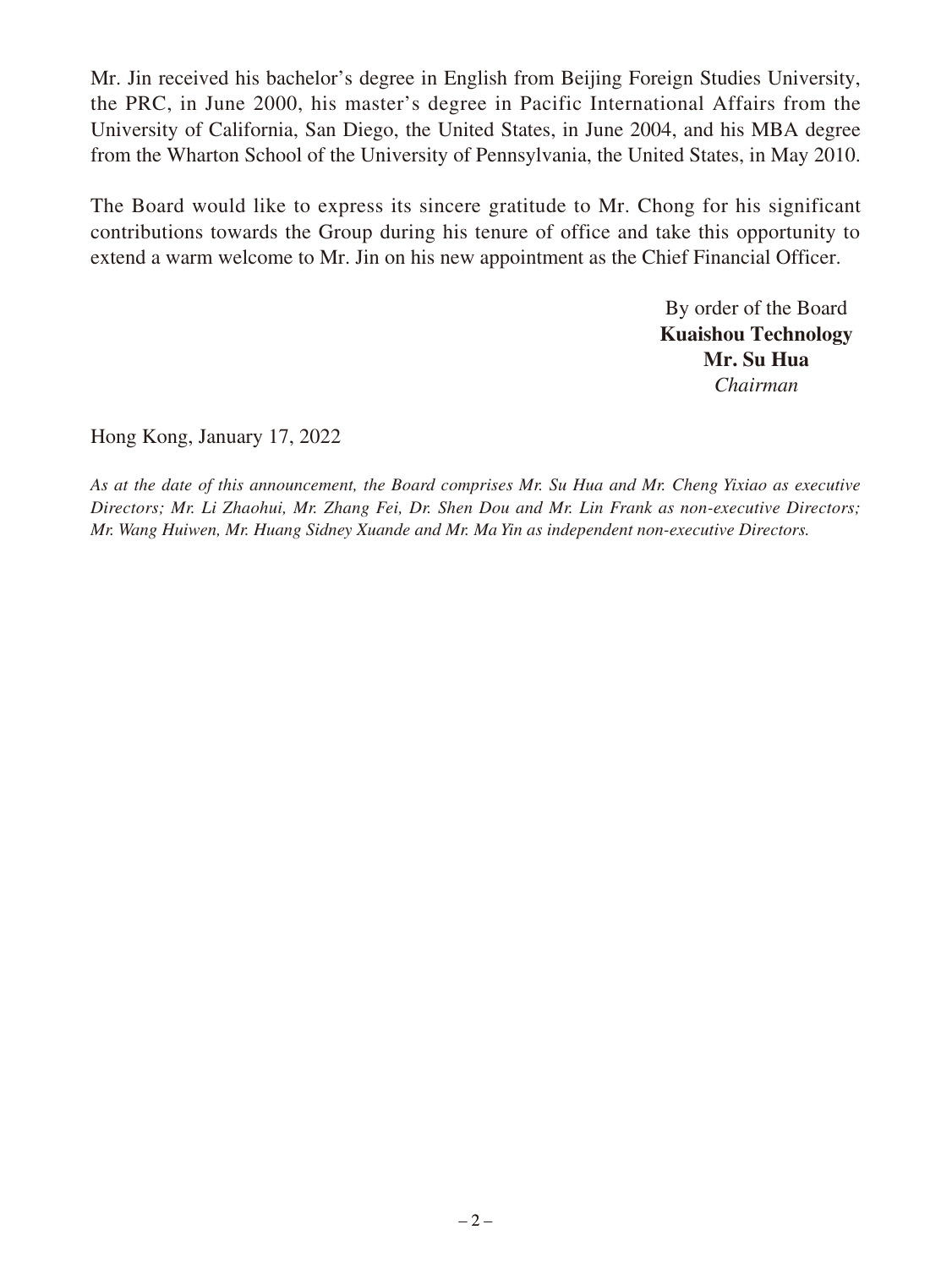Mr. Jin received his bachelor's degree in English from Beijing Foreign Studies University, the PRC, in June 2000, his master's degree in Pacific International Affairs from the University of California, San Diego, the United States, in June 2004, and his MBA degree from the Wharton School of the University of Pennsylvania, the United States, in May 2010.

The Board would like to express its sincere gratitude to Mr. Chong for his significant contributions towards the Group during his tenure of office and take this opportunity to extend a warm welcome to Mr. Jin on his new appointment as the Chief Financial Officer.

By order of the Board
**Kuaishou Technology**
**Mr. Su Hua**
*Chairman*

Hong Kong, January 17, 2022

*As at the date of this announcement, the Board comprises Mr. Su Hua and Mr. Cheng Yixiao as executive Directors; Mr. Li Zhaohui, Mr. Zhang Fei, Dr. Shen Dou and Mr. Lin Frank as non-executive Directors; Mr. Wang Huiwen, Mr. Huang Sidney Xuande and Mr. Ma Yin as independent non-executive Directors.*